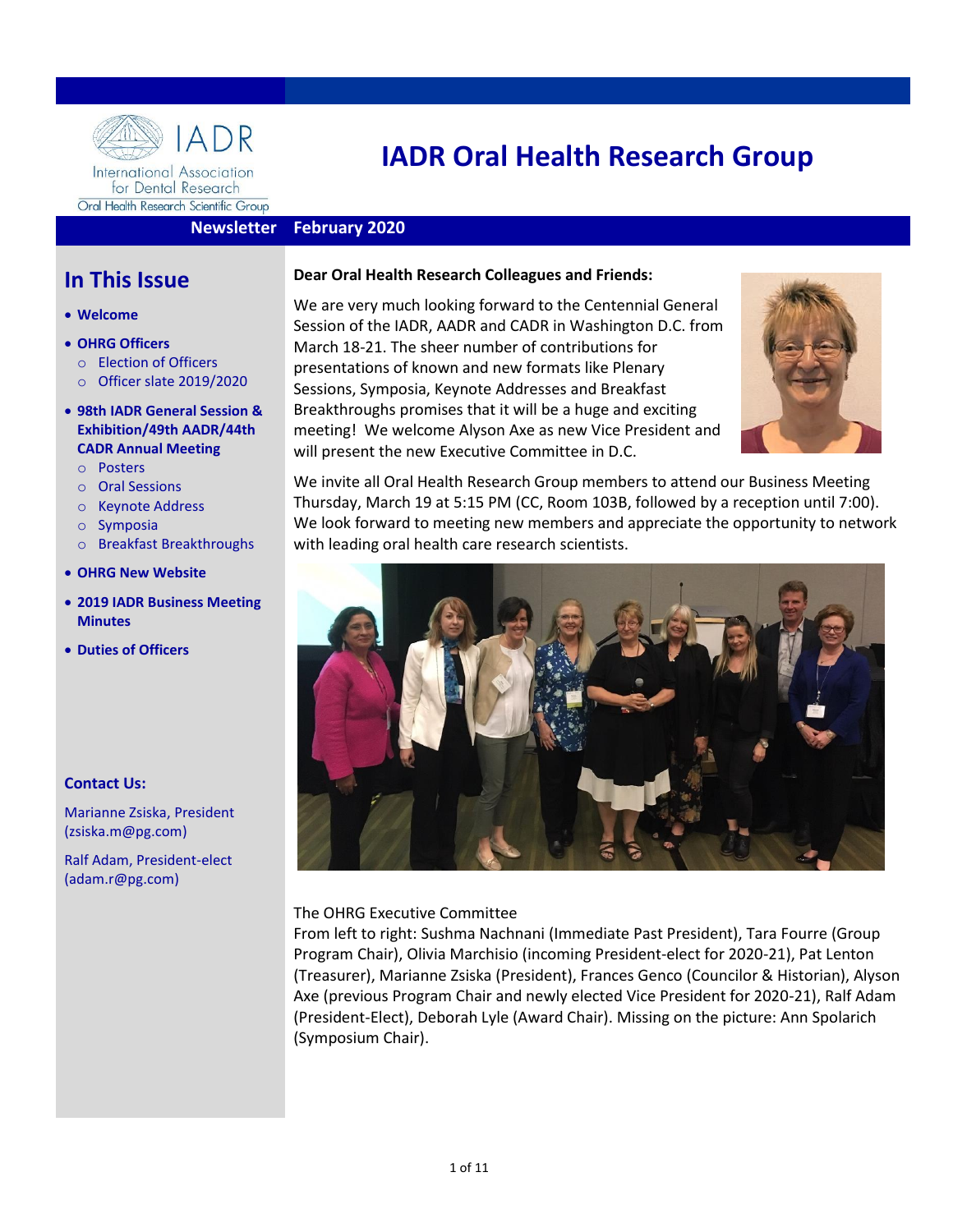IADR
International Association for Dental Research
Oral Health Research Scientific Group

# IADR Oral Health Research Group

**Newsletter February 2020**

## In This Issue

- **Welcome**
- **OHRG Officers**
  - Election of Officers
  - Officer slate 2019/2020
- **98th IADR General Session & Exhibition/49th AADR/44th CADR Annual Meeting**
  - Posters
  - Oral Sessions
  - Keynote Address
  - Symposia
  - Breakfast Breakthroughs
- **OHRG New Website**
- **2019 IADR Business Meeting Minutes**
- **Duties of Officers**

**Contact Us:**

Marianne Zsiska, President
(zsiska.m@pg.com)

Ralf Adam, President-elect
(adam.r@pg.com)

**Dear Oral Health Research Colleagues and Friends:**

We are very much looking forward to the Centennial General Session of the IADR, AADR and CADR in Washington D.C. from March 18-21. The sheer number of contributions for presentations of known and new formats like Plenary Sessions, Symposia, Keynote Addresses and Breakfast Breakthroughs promises that it will be a huge and exciting meeting! We welcome Alyson Axe as new Vice President and will present the new Executive Committee in D.C.

We invite all Oral Health Research Group members to attend our Business Meeting Thursday, March 19 at 5:15 PM (CC, Room 103B, followed by a reception until 7:00). We look forward to meeting new members and appreciate the opportunity to network with leading oral health care research scientists.

The OHRG Executive Committee
From left to right: Sushma Nachnani (Immediate Past President), Tara Fourre (Group Program Chair), Olivia Marchisio (incoming President-elect for 2020-21), Pat Lenton (Treasurer), Marianne Zsiska (President), Frances Genco (Councilor & Historian), Alyson Axe (previous Program Chair and newly elected Vice President for 2020-21), Ralf Adam (President-Elect), Deborah Lyle (Award Chair). Missing on the picture: Ann Spolarich (Symposium Chair).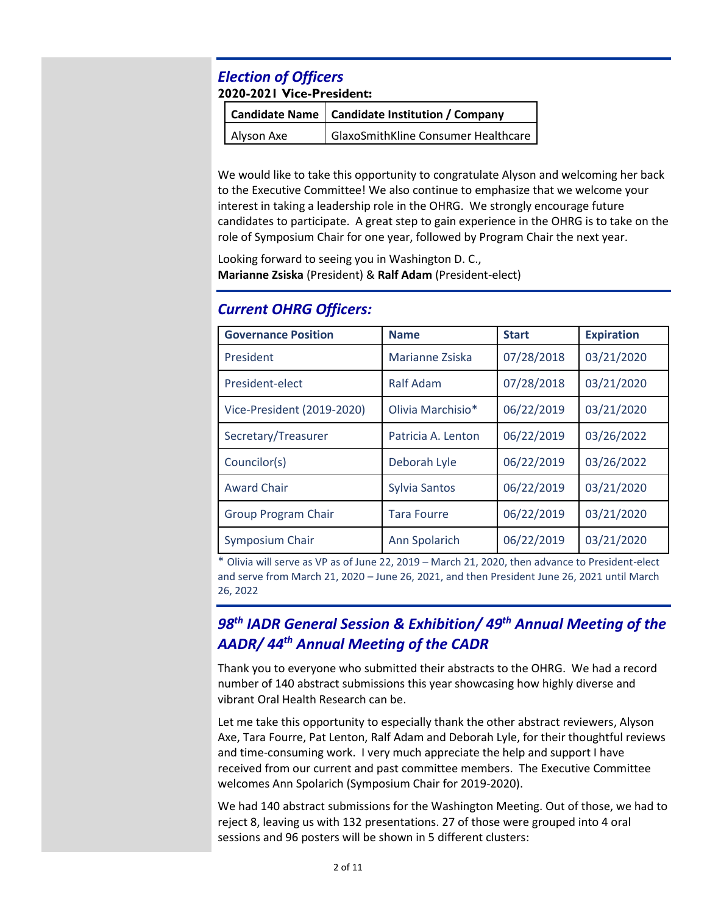## *Election of Officers*

**2020-2021 Vice-President:**

| Candidate Name | Candidate Institution / Company |
|---|---|
| Alyson Axe | GlaxoSmithKline Consumer Healthcare |

We would like to take this opportunity to congratulate Alyson and welcoming her back to the Executive Committee! We also continue to emphasize that we welcome your interest in taking a leadership role in the OHRG. We strongly encourage future candidates to participate. A great step to gain experience in the OHRG is to take on the role of Symposium Chair for one year, followed by Program Chair the next year.

Looking forward to seeing you in Washington D. C.,
**Marianne Zsiska** (President) & **Ralf Adam** (President-elect)

## *Current OHRG Officers:*

| Governance Position | Name | Start | Expiration |
|---|---|---|---|
| President | Marianne Zsiska | 07/28/2018 | 03/21/2020 |
| President-elect | Ralf Adam | 07/28/2018 | 03/21/2020 |
| Vice-President (2019-2020) | Olivia Marchisio* | 06/22/2019 | 03/21/2020 |
| Secretary/Treasurer | Patricia A. Lenton | 06/22/2019 | 03/26/2022 |
| Councilor(s) | Deborah Lyle | 06/22/2019 | 03/26/2022 |
| Award Chair | Sylvia Santos | 06/22/2019 | 03/21/2020 |
| Group Program Chair | Tara Fourre | 06/22/2019 | 03/21/2020 |
| Symposium Chair | Ann Spolarich | 06/22/2019 | 03/21/2020 |

* Olivia will serve as VP as of June 22, 2019 – March 21, 2020, then advance to President-elect and serve from March 21, 2020 – June 26, 2021, and then President June 26, 2021 until March 26, 2022

## *98th IADR General Session & Exhibition/ 49th Annual Meeting of the AADR/ 44th Annual Meeting of the CADR*

Thank you to everyone who submitted their abstracts to the OHRG. We had a record number of 140 abstract submissions this year showcasing how highly diverse and vibrant Oral Health Research can be.

Let me take this opportunity to especially thank the other abstract reviewers, Alyson Axe, Tara Fourre, Pat Lenton, Ralf Adam and Deborah Lyle, for their thoughtful reviews and time-consuming work. I very much appreciate the help and support I have received from our current and past committee members. The Executive Committee welcomes Ann Spolarich (Symposium Chair for 2019-2020).

We had 140 abstract submissions for the Washington Meeting. Out of those, we had to reject 8, leaving us with 132 presentations. 27 of those were grouped into 4 oral sessions and 96 posters will be shown in 5 different clusters: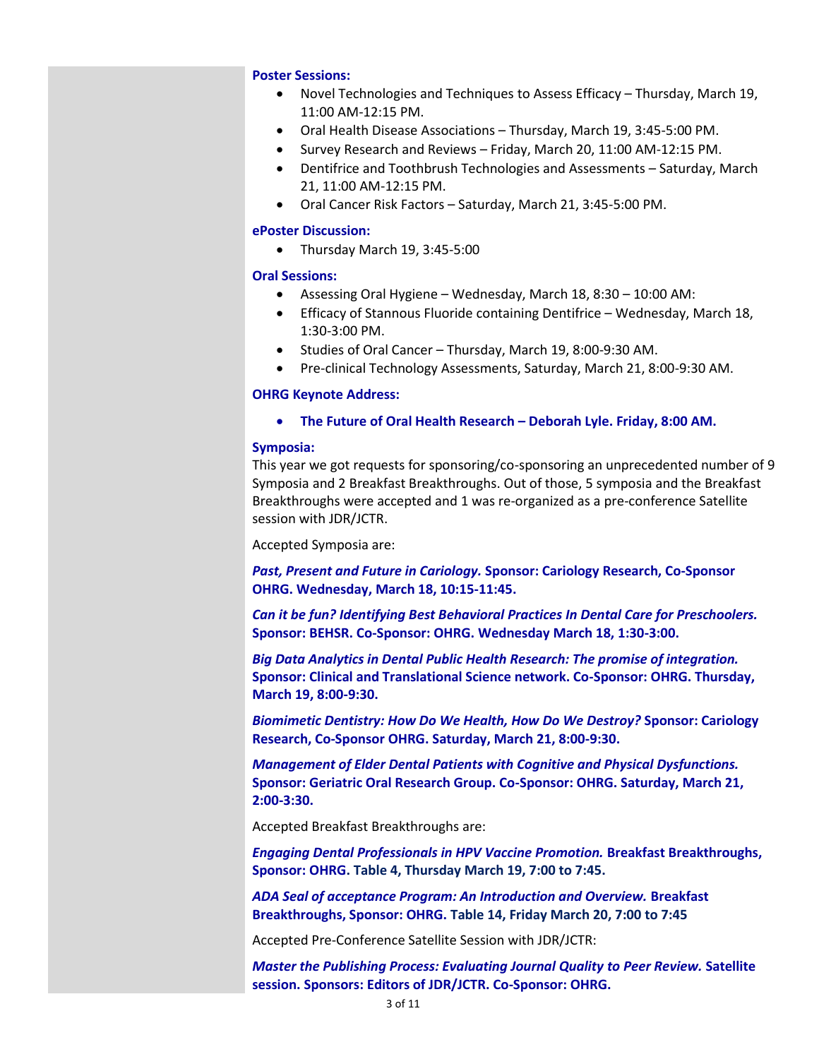**Poster Sessions:**

- Novel Technologies and Techniques to Assess Efficacy – Thursday, March 19, 11:00 AM-12:15 PM.
- Oral Health Disease Associations – Thursday, March 19, 3:45-5:00 PM.
- Survey Research and Reviews – Friday, March 20, 11:00 AM-12:15 PM.
- Dentifrice and Toothbrush Technologies and Assessments – Saturday, March 21, 11:00 AM-12:15 PM.
- Oral Cancer Risk Factors – Saturday, March 21, 3:45-5:00 PM.

**ePoster Discussion:**

- Thursday March 19, 3:45-5:00

**Oral Sessions:**

- Assessing Oral Hygiene – Wednesday, March 18, 8:30 – 10:00 AM:
- Efficacy of Stannous Fluoride containing Dentifrice – Wednesday, March 18, 1:30-3:00 PM.
- Studies of Oral Cancer – Thursday, March 19, 8:00-9:30 AM.
- Pre-clinical Technology Assessments, Saturday, March 21, 8:00-9:30 AM.

**OHRG Keynote Address:**

- **The Future of Oral Health Research – Deborah Lyle. Friday, 8:00 AM.**

**Symposia:**

This year we got requests for sponsoring/co-sponsoring an unprecedented number of 9 Symposia and 2 Breakfast Breakthroughs. Out of those, 5 symposia and the Breakfast Breakthroughs were accepted and 1 was re-organized as a pre-conference Satellite session with JDR/JCTR.

Accepted Symposia are:

***Past, Present and Future in Cariology.* Sponsor: Cariology Research, Co-Sponsor OHRG. Wednesday, March 18, 10:15-11:45.**

***Can it be fun? Identifying Best Behavioral Practices In Dental Care for Preschoolers.* Sponsor: BEHSR. Co-Sponsor: OHRG. Wednesday March 18, 1:30-3:00.**

***Big Data Analytics in Dental Public Health Research: The promise of integration.* Sponsor: Clinical and Translational Science network. Co-Sponsor: OHRG. Thursday, March 19, 8:00-9:30.**

***Biomimetic Dentistry: How Do We Health, How Do We Destroy?* Sponsor: Cariology Research, Co-Sponsor OHRG. Saturday, March 21, 8:00-9:30.**

***Management of Elder Dental Patients with Cognitive and Physical Dysfunctions.* Sponsor: Geriatric Oral Research Group. Co-Sponsor: OHRG. Saturday, March 21, 2:00-3:30.**

Accepted Breakfast Breakthroughs are:

***Engaging Dental Professionals in HPV Vaccine Promotion.* Breakfast Breakthroughs, Sponsor: OHRG. Table 4, Thursday March 19, 7:00 to 7:45.**

***ADA Seal of acceptance Program: An Introduction and Overview.* Breakfast Breakthroughs, Sponsor: OHRG. Table 14, Friday March 20, 7:00 to 7:45**

Accepted Pre-Conference Satellite Session with JDR/JCTR:

***Master the Publishing Process: Evaluating Journal Quality to Peer Review.* Satellite session. Sponsors: Editors of JDR/JCTR. Co-Sponsor: OHRG.**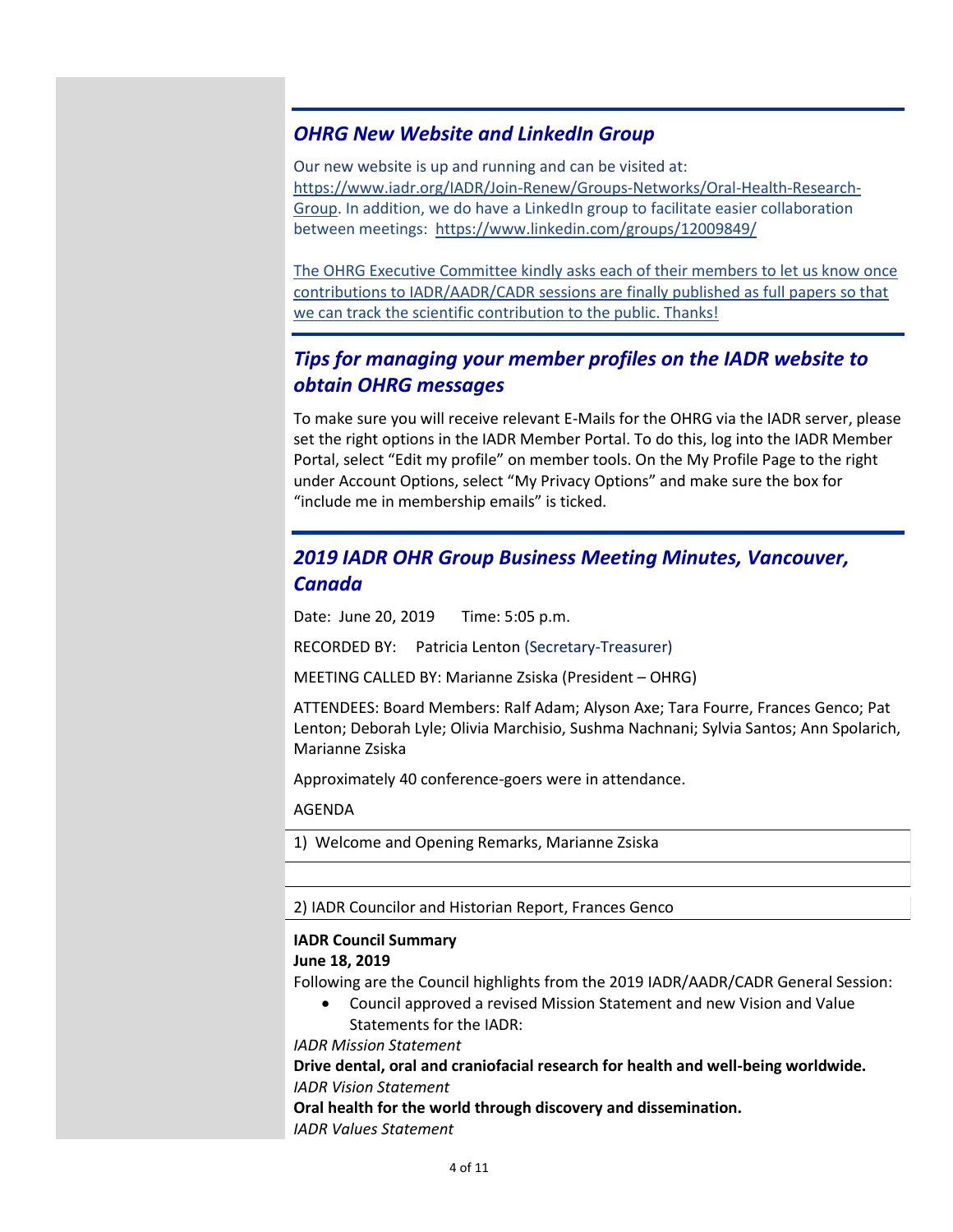## *OHRG New Website and LinkedIn Group*

Our new website is up and running and can be visited at: https://www.iadr.org/IADR/Join-Renew/Groups-Networks/Oral-Health-Research-Group. In addition, we do have a LinkedIn group to facilitate easier collaboration between meetings: https://www.linkedin.com/groups/12009849/

The OHRG Executive Committee kindly asks each of their members to let us know once contributions to IADR/AADR/CADR sessions are finally published as full papers so that we can track the scientific contribution to the public. Thanks!

## *Tips for managing your member profiles on the IADR website to obtain OHRG messages*

To make sure you will receive relevant E-Mails for the OHRG via the IADR server, please set the right options in the IADR Member Portal. To do this, log into the IADR Member Portal, select "Edit my profile" on member tools. On the My Profile Page to the right under Account Options, select "My Privacy Options" and make sure the box for "include me in membership emails" is ticked.

## *2019 IADR OHR Group Business Meeting Minutes, Vancouver, Canada*

Date: June 20, 2019 Time: 5:05 p.m.

RECORDED BY: Patricia Lenton (Secretary-Treasurer)

MEETING CALLED BY: Marianne Zsiska (President – OHRG)

ATTENDEES: Board Members: Ralf Adam; Alyson Axe; Tara Fourre, Frances Genco; Pat Lenton; Deborah Lyle; Olivia Marchisio, Sushma Nachnani; Sylvia Santos; Ann Spolarich, Marianne Zsiska

Approximately 40 conference-goers were in attendance.

AGENDA

1) Welcome and Opening Remarks, Marianne Zsiska

2) IADR Councilor and Historian Report, Frances Genco

**IADR Council Summary**
**June 18, 2019**

Following are the Council highlights from the 2019 IADR/AADR/CADR General Session:

- Council approved a revised Mission Statement and new Vision and Value Statements for the IADR:

*IADR Mission Statement*

**Drive dental, oral and craniofacial research for health and well-being worldwide.**

*IADR Vision Statement*

**Oral health for the world through discovery and dissemination.**

*IADR Values Statement*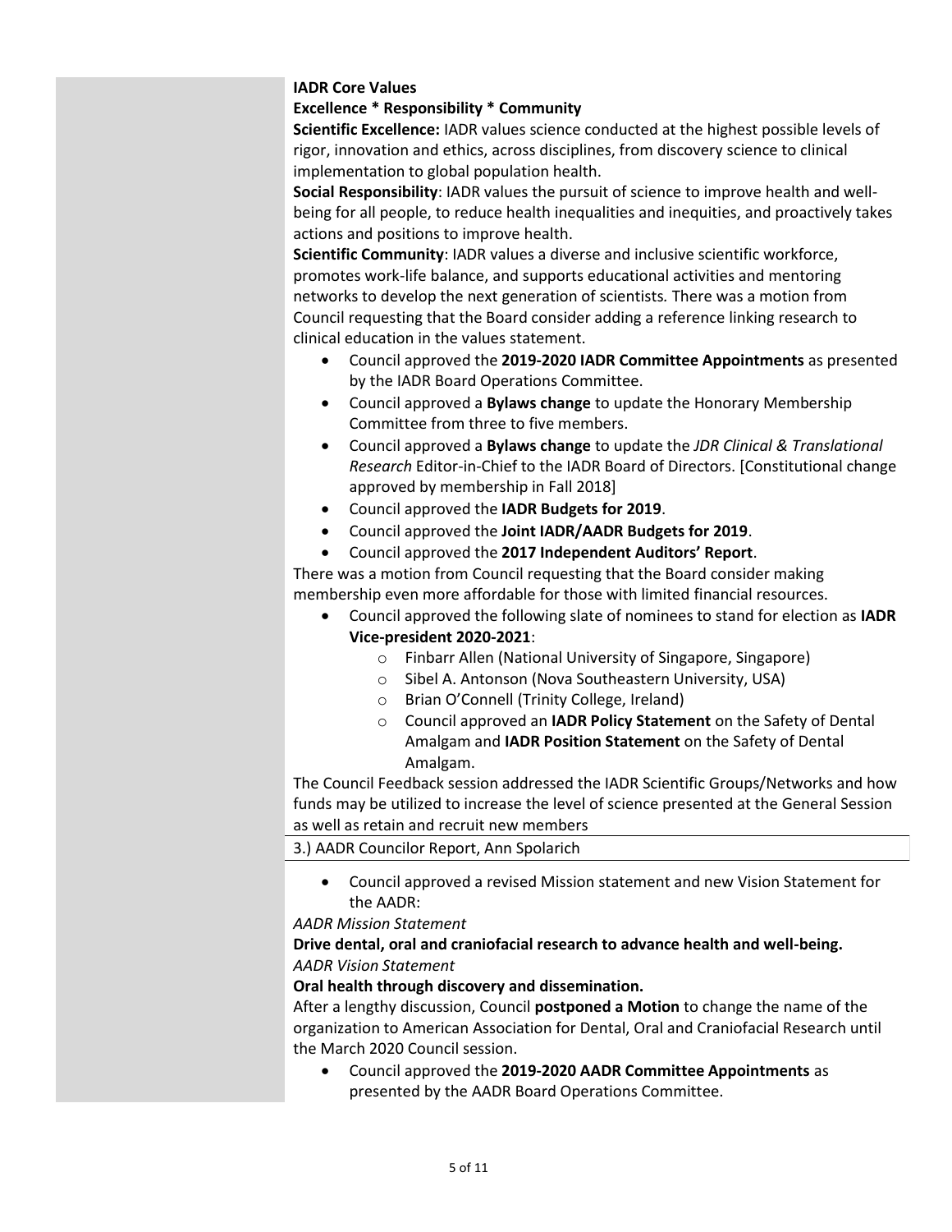**IADR Core Values**

**Excellence * Responsibility * Community**

**Scientific Excellence:** IADR values science conducted at the highest possible levels of rigor, innovation and ethics, across disciplines, from discovery science to clinical implementation to global population health.

**Social Responsibility**: IADR values the pursuit of science to improve health and well-being for all people, to reduce health inequalities and inequities, and proactively takes actions and positions to improve health.

**Scientific Community**: IADR values a diverse and inclusive scientific workforce, promotes work-life balance, and supports educational activities and mentoring networks to develop the next generation of scientists. There was a motion from Council requesting that the Board consider adding a reference linking research to clinical education in the values statement.

- Council approved the **2019-2020 IADR Committee Appointments** as presented by the IADR Board Operations Committee.
- Council approved a **Bylaws change** to update the Honorary Membership Committee from three to five members.
- Council approved a **Bylaws change** to update the *JDR Clinical & Translational Research* Editor-in-Chief to the IADR Board of Directors. [Constitutional change approved by membership in Fall 2018]
- Council approved the **IADR Budgets for 2019**.
- Council approved the **Joint IADR/AADR Budgets for 2019**.
- Council approved the **2017 Independent Auditors' Report**.

There was a motion from Council requesting that the Board consider making membership even more affordable for those with limited financial resources.

- Council approved the following slate of nominees to stand for election as **IADR Vice-president 2020-2021**:
  - Finbarr Allen (National University of Singapore, Singapore)
  - Sibel A. Antonson (Nova Southeastern University, USA)
  - Brian O'Connell (Trinity College, Ireland)
  - Council approved an **IADR Policy Statement** on the Safety of Dental Amalgam and **IADR Position Statement** on the Safety of Dental Amalgam.

The Council Feedback session addressed the IADR Scientific Groups/Networks and how funds may be utilized to increase the level of science presented at the General Session as well as retain and recruit new members

3.) AADR Councilor Report, Ann Spolarich

- Council approved a revised Mission statement and new Vision Statement for the AADR:

*AADR Mission Statement*

**Drive dental, oral and craniofacial research to advance health and well-being.**

*AADR Vision Statement*

**Oral health through discovery and dissemination.**

After a lengthy discussion, Council **postponed a Motion** to change the name of the organization to American Association for Dental, Oral and Craniofacial Research until the March 2020 Council session.

- Council approved the **2019-2020 AADR Committee Appointments** as presented by the AADR Board Operations Committee.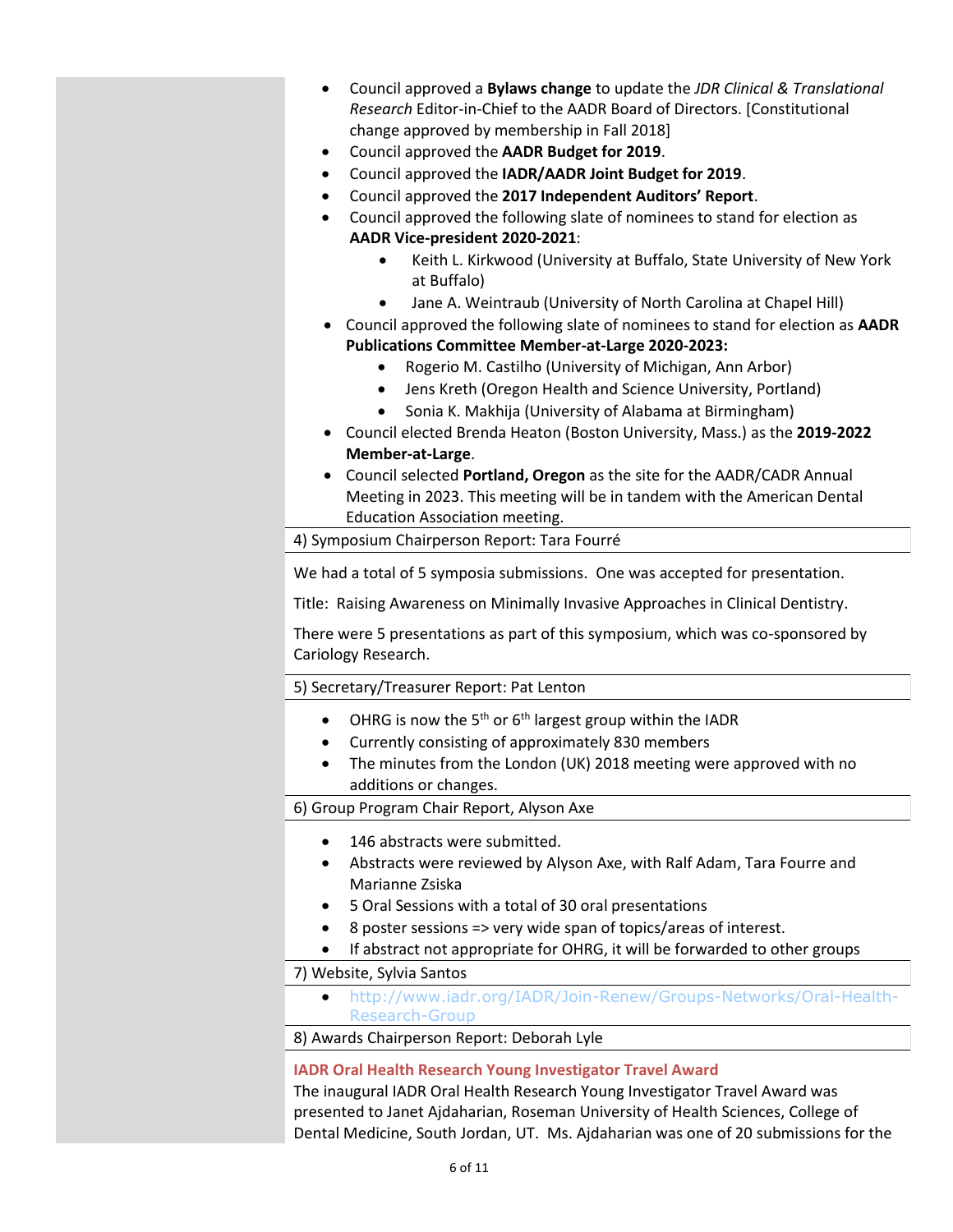- Council approved a **Bylaws change** to update the *JDR Clinical & Translational Research* Editor-in-Chief to the AADR Board of Directors. [Constitutional change approved by membership in Fall 2018]
- Council approved the **AADR Budget for 2019**.
- Council approved the **IADR/AADR Joint Budget for 2019**.
- Council approved the **2017 Independent Auditors' Report**.
- Council approved the following slate of nominees to stand for election as **AADR Vice-president 2020-2021**:
  - Keith L. Kirkwood (University at Buffalo, State University of New York at Buffalo)
  - Jane A. Weintraub (University of North Carolina at Chapel Hill)
- Council approved the following slate of nominees to stand for election as **AADR Publications Committee Member-at-Large 2020-2023:**
  - Rogerio M. Castilho (University of Michigan, Ann Arbor)
  - Jens Kreth (Oregon Health and Science University, Portland)
  - Sonia K. Makhija (University of Alabama at Birmingham)
- Council elected Brenda Heaton (Boston University, Mass.) as the **2019-2022 Member-at-Large**.
- Council selected **Portland, Oregon** as the site for the AADR/CADR Annual Meeting in 2023. This meeting will be in tandem with the American Dental Education Association meeting.

4) Symposium Chairperson Report: Tara Fourré

We had a total of 5 symposia submissions. One was accepted for presentation.

Title: Raising Awareness on Minimally Invasive Approaches in Clinical Dentistry.

There were 5 presentations as part of this symposium, which was co-sponsored by Cariology Research.

5) Secretary/Treasurer Report: Pat Lenton

- OHRG is now the 5th or 6th largest group within the IADR
- Currently consisting of approximately 830 members
- The minutes from the London (UK) 2018 meeting were approved with no additions or changes.

6) Group Program Chair Report, Alyson Axe

- 146 abstracts were submitted.
- Abstracts were reviewed by Alyson Axe, with Ralf Adam, Tara Fourre and Marianne Zsiska
- 5 Oral Sessions with a total of 30 oral presentations
- 8 poster sessions => very wide span of topics/areas of interest.
- If abstract not appropriate for OHRG, it will be forwarded to other groups

7) Website, Sylvia Santos

- http://www.iadr.org/IADR/Join-Renew/Groups-Networks/Oral-Health-Research-Group

8) Awards Chairperson Report: Deborah Lyle

**IADR Oral Health Research Young Investigator Travel Award**

The inaugural IADR Oral Health Research Young Investigator Travel Award was presented to Janet Ajdaharian, Roseman University of Health Sciences, College of Dental Medicine, South Jordan, UT. Ms. Ajdaharian was one of 20 submissions for the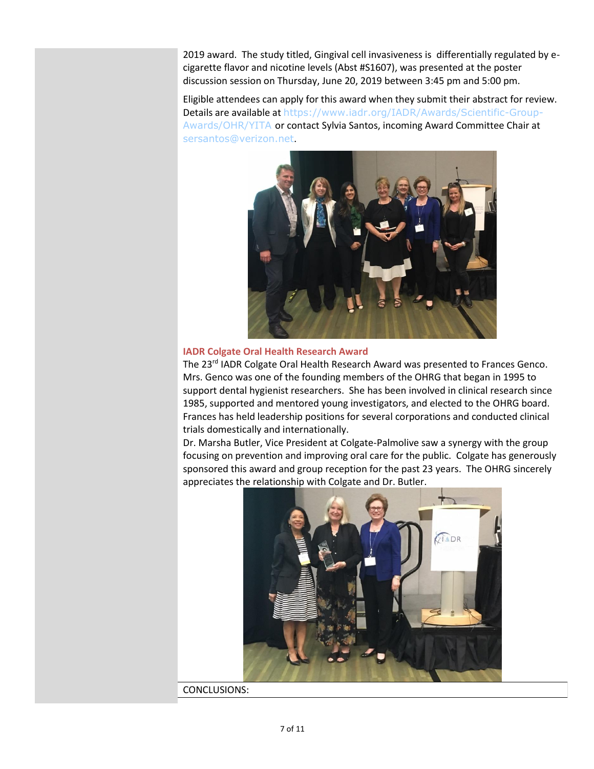2019 award. The study titled, Gingival cell invasiveness is differentially regulated by e-cigarette flavor and nicotine levels (Abst #S1607), was presented at the poster discussion session on Thursday, June 20, 2019 between 3:45 pm and 5:00 pm.

Eligible attendees can apply for this award when they submit their abstract for review. Details are available at https://www.iadr.org/IADR/Awards/Scientific-Group-Awards/OHR/YITA or contact Sylvia Santos, incoming Award Committee Chair at sersantos@verizon.net.

**IADR Colgate Oral Health Research Award**

The 23rd IADR Colgate Oral Health Research Award was presented to Frances Genco. Mrs. Genco was one of the founding members of the OHRG that began in 1995 to support dental hygienist researchers. She has been involved in clinical research since 1985, supported and mentored young investigators, and elected to the OHRG board. Frances has held leadership positions for several corporations and conducted clinical trials domestically and internationally.

Dr. Marsha Butler, Vice President at Colgate-Palmolive saw a synergy with the group focusing on prevention and improving oral care for the public. Colgate has generously sponsored this award and group reception for the past 23 years. The OHRG sincerely appreciates the relationship with Colgate and Dr. Butler.

CONCLUSIONS: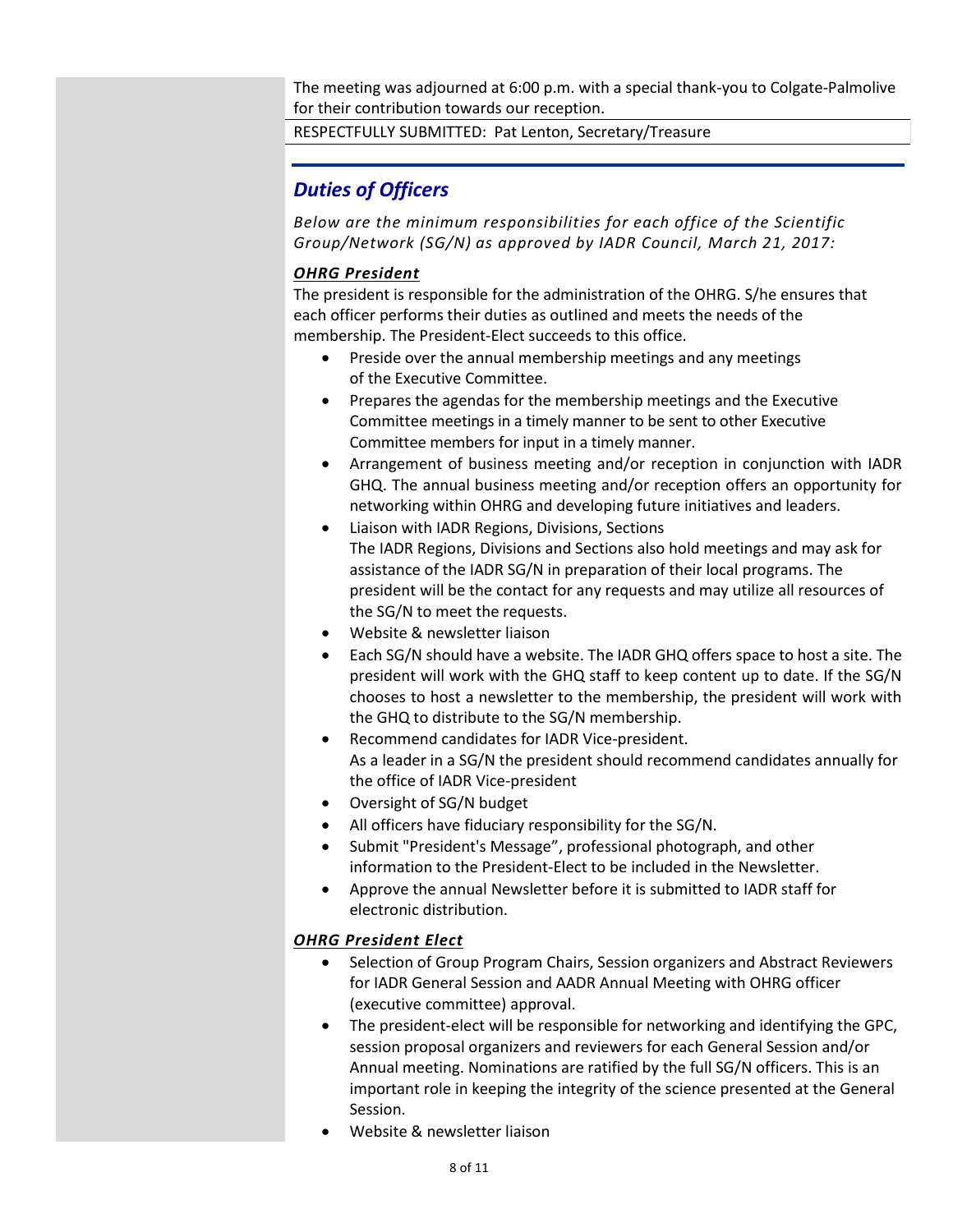The meeting was adjourned at 6:00 p.m. with a special thank-you to Colgate-Palmolive for their contribution towards our reception.

RESPECTFULLY SUBMITTED: Pat Lenton, Secretary/Treasure

## *Duties of Officers*

*Below are the minimum responsibilities for each office of the Scientific Group/Network (SG/N) as approved by IADR Council, March 21, 2017:*

### ***OHRG President***

The president is responsible for the administration of the OHRG. S/he ensures that each officer performs their duties as outlined and meets the needs of the membership. The President-Elect succeeds to this office.

- Preside over the annual membership meetings and any meetings of the Executive Committee.
- Prepares the agendas for the membership meetings and the Executive Committee meetings in a timely manner to be sent to other Executive Committee members for input in a timely manner.
- Arrangement of business meeting and/or reception in conjunction with IADR GHQ. The annual business meeting and/or reception offers an opportunity for networking within OHRG and developing future initiatives and leaders.
- Liaison with IADR Regions, Divisions, Sections
  The IADR Regions, Divisions and Sections also hold meetings and may ask for assistance of the IADR SG/N in preparation of their local programs. The president will be the contact for any requests and may utilize all resources of the SG/N to meet the requests.
- Website & newsletter liaison
- Each SG/N should have a website. The IADR GHQ offers space to host a site. The president will work with the GHQ staff to keep content up to date. If the SG/N chooses to host a newsletter to the membership, the president will work with the GHQ to distribute to the SG/N membership.
- Recommend candidates for IADR Vice-president.
  As a leader in a SG/N the president should recommend candidates annually for the office of IADR Vice-president
- Oversight of SG/N budget
- All officers have fiduciary responsibility for the SG/N.
- Submit "President's Message", professional photograph, and other information to the President-Elect to be included in the Newsletter.
- Approve the annual Newsletter before it is submitted to IADR staff for electronic distribution.

### ***OHRG President Elect***

- Selection of Group Program Chairs, Session organizers and Abstract Reviewers for IADR General Session and AADR Annual Meeting with OHRG officer (executive committee) approval.
- The president-elect will be responsible for networking and identifying the GPC, session proposal organizers and reviewers for each General Session and/or Annual meeting. Nominations are ratified by the full SG/N officers. This is an important role in keeping the integrity of the science presented at the General Session.
- Website & newsletter liaison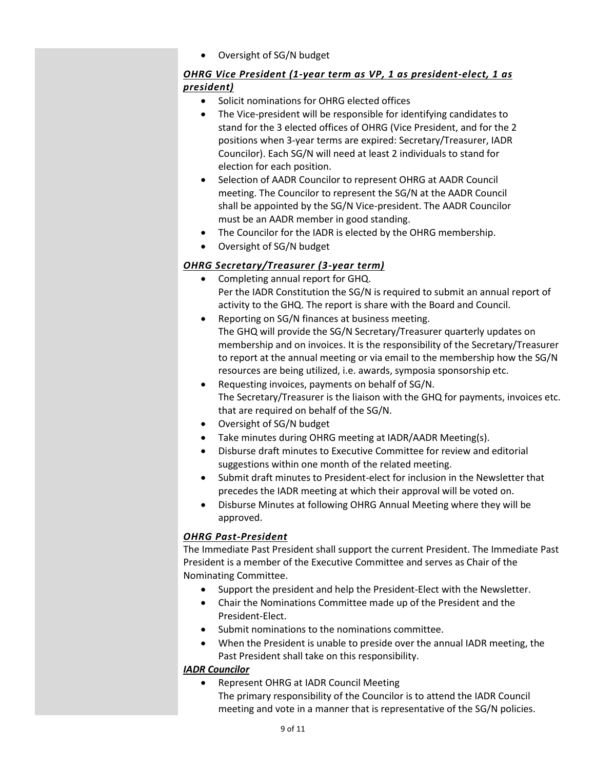- Oversight of SG/N budget

### ***OHRG Vice President (1-year term as VP, 1 as president-elect, 1 as president)***

- Solicit nominations for OHRG elected offices
- The Vice-president will be responsible for identifying candidates to stand for the 3 elected offices of OHRG (Vice President, and for the 2 positions when 3-year terms are expired: Secretary/Treasurer, IADR Councilor). Each SG/N will need at least 2 individuals to stand for election for each position.
- Selection of AADR Councilor to represent OHRG at AADR Council meeting. The Councilor to represent the SG/N at the AADR Council shall be appointed by the SG/N Vice-president. The AADR Councilor must be an AADR member in good standing.
- The Councilor for the IADR is elected by the OHRG membership.
- Oversight of SG/N budget

### ***OHRG Secretary/Treasurer (3-year term)***

- Completing annual report for GHQ.
  Per the IADR Constitution the SG/N is required to submit an annual report of activity to the GHQ. The report is share with the Board and Council.
- Reporting on SG/N finances at business meeting.
  The GHQ will provide the SG/N Secretary/Treasurer quarterly updates on membership and on invoices. It is the responsibility of the Secretary/Treasurer to report at the annual meeting or via email to the membership how the SG/N resources are being utilized, i.e. awards, symposia sponsorship etc.
- Requesting invoices, payments on behalf of SG/N.
  The Secretary/Treasurer is the liaison with the GHQ for payments, invoices etc. that are required on behalf of the SG/N.
- Oversight of SG/N budget
- Take minutes during OHRG meeting at IADR/AADR Meeting(s).
- Disburse draft minutes to Executive Committee for review and editorial suggestions within one month of the related meeting.
- Submit draft minutes to President-elect for inclusion in the Newsletter that precedes the IADR meeting at which their approval will be voted on.
- Disburse Minutes at following OHRG Annual Meeting where they will be approved.

### ***OHRG Past-President***

The Immediate Past President shall support the current President. The Immediate Past President is a member of the Executive Committee and serves as Chair of the Nominating Committee.

- Support the president and help the President-Elect with the Newsletter.
- Chair the Nominations Committee made up of the President and the President-Elect.
- Submit nominations to the nominations committee.
- When the President is unable to preside over the annual IADR meeting, the Past President shall take on this responsibility.

### ***IADR Councilor***

- Represent OHRG at IADR Council Meeting
  The primary responsibility of the Councilor is to attend the IADR Council meeting and vote in a manner that is representative of the SG/N policies.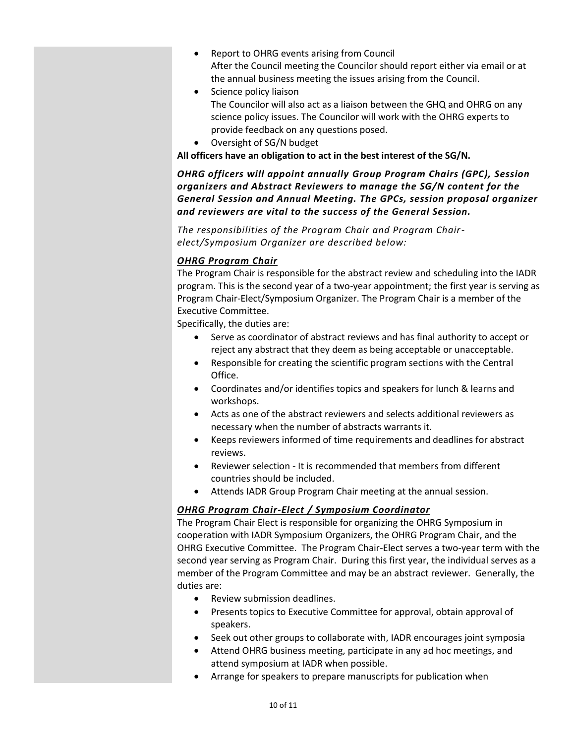- Report to OHRG events arising from Council
  After the Council meeting the Councilor should report either via email or at the annual business meeting the issues arising from the Council.
- Science policy liaison
  The Councilor will also act as a liaison between the GHQ and OHRG on any science policy issues. The Councilor will work with the OHRG experts to provide feedback on any questions posed.
- Oversight of SG/N budget

**All officers have an obligation to act in the best interest of the SG/N.**

***OHRG officers will appoint annually Group Program Chairs (GPC), Session organizers and Abstract Reviewers to manage the SG/N content for the General Session and Annual Meeting. The GPCs, session proposal organizer and reviewers are vital to the success of the General Session.***

*The responsibilities of the Program Chair and Program Chair-elect/Symposium Organizer are described below:*

***OHRG Program Chair***

The Program Chair is responsible for the abstract review and scheduling into the IADR program. This is the second year of a two-year appointment; the first year is serving as Program Chair-Elect/Symposium Organizer. The Program Chair is a member of the Executive Committee.

Specifically, the duties are:

- Serve as coordinator of abstract reviews and has final authority to accept or reject any abstract that they deem as being acceptable or unacceptable.
- Responsible for creating the scientific program sections with the Central Office.
- Coordinates and/or identifies topics and speakers for lunch & learns and workshops.
- Acts as one of the abstract reviewers and selects additional reviewers as necessary when the number of abstracts warrants it.
- Keeps reviewers informed of time requirements and deadlines for abstract reviews.
- Reviewer selection - It is recommended that members from different countries should be included.
- Attends IADR Group Program Chair meeting at the annual session.

***OHRG Program Chair-Elect / Symposium Coordinator***

The Program Chair Elect is responsible for organizing the OHRG Symposium in cooperation with IADR Symposium Organizers, the OHRG Program Chair, and the OHRG Executive Committee. The Program Chair-Elect serves a two-year term with the second year serving as Program Chair. During this first year, the individual serves as a member of the Program Committee and may be an abstract reviewer. Generally, the duties are:

- Review submission deadlines.
- Presents topics to Executive Committee for approval, obtain approval of speakers.
- Seek out other groups to collaborate with, IADR encourages joint symposia
- Attend OHRG business meeting, participate in any ad hoc meetings, and attend symposium at IADR when possible.
- Arrange for speakers to prepare manuscripts for publication when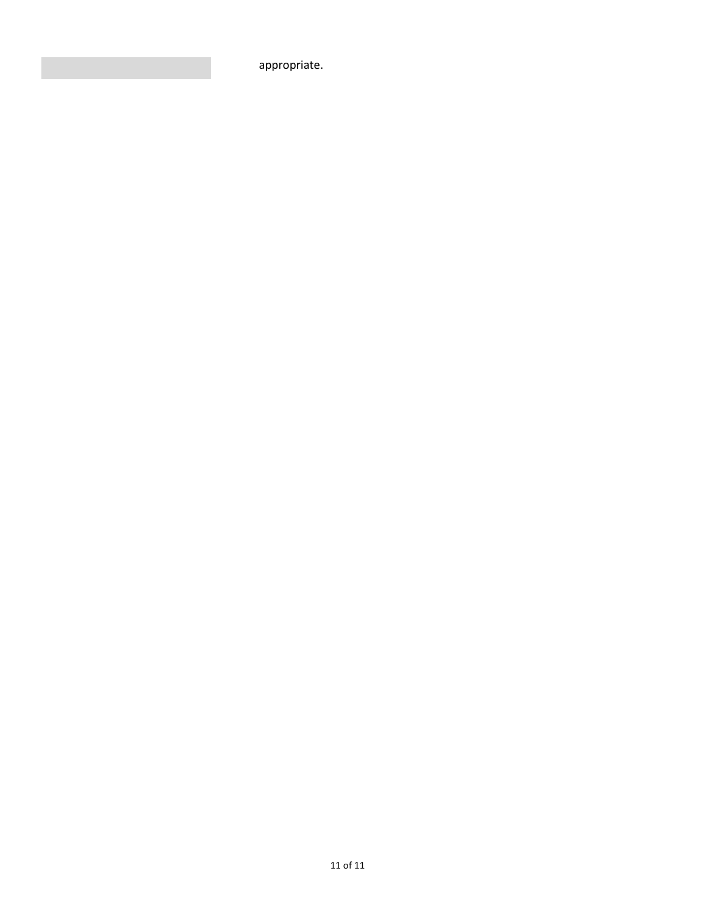| | |
|---|---|
| | appropriate. |